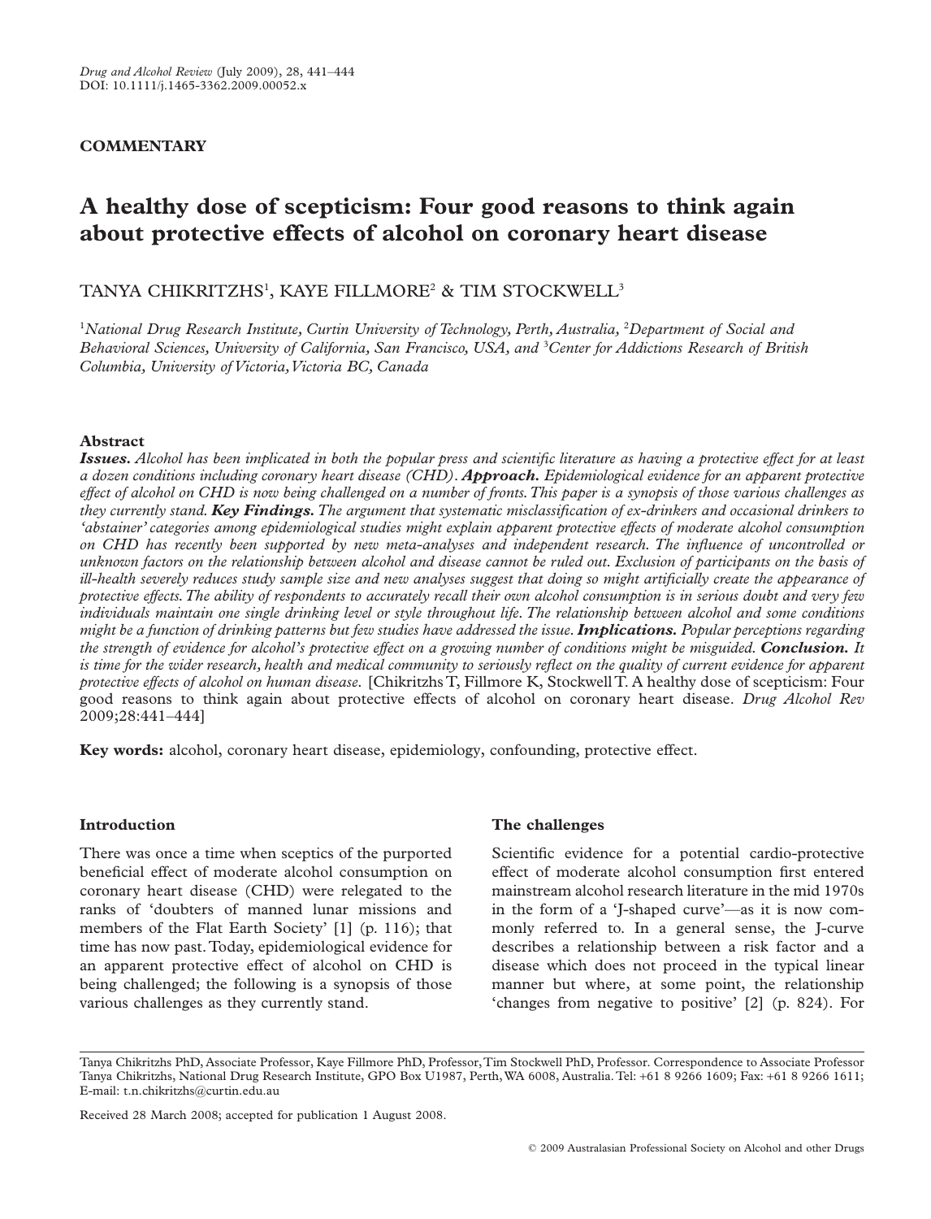**COMMENTARY**

# A healthy dose of scepticism: Four good reasons to think again about protective effects of alcohol on coronary heart disease

TANYA CHIKRITZHS[1], KAYE FILLMORE[2] & TIM STOCKWELL[3]

[1]*National Drug Research Institute, Curtin University of Technology, Perth, Australia,* [2]*Department of Social and Behavioral Sciences, University of California, San Francisco, USA, and* [3]*Center for Addictions Research of British Columbia, University of Victoria, Victoria BC, Canada*

## Abstract

***Issues.*** *Alcohol has been implicated in both the popular press and scientific literature as having a protective effect for at least a dozen conditions including coronary heart disease (CHD).* ***Approach.*** *Epidemiological evidence for an apparent protective effect of alcohol on CHD is now being challenged on a number of fronts. This paper is a synopsis of those various challenges as they currently stand.* ***Key Findings.*** *The argument that systematic misclassification of ex-drinkers and occasional drinkers to 'abstainer' categories among epidemiological studies might explain apparent protective effects of moderate alcohol consumption on CHD has recently been supported by new meta-analyses and independent research. The influence of uncontrolled or unknown factors on the relationship between alcohol and disease cannot be ruled out. Exclusion of participants on the basis of ill-health severely reduces study sample size and new analyses suggest that doing so might artificially create the appearance of protective effects. The ability of respondents to accurately recall their own alcohol consumption is in serious doubt and very few individuals maintain one single drinking level or style throughout life. The relationship between alcohol and some conditions might be a function of drinking patterns but few studies have addressed the issue.* ***Implications.*** *Popular perceptions regarding the strength of evidence for alcohol's protective effect on a growing number of conditions might be misguided.* ***Conclusion.*** *It is time for the wider research, health and medical community to seriously reflect on the quality of current evidence for apparent protective effects of alcohol on human disease.* [Chikritzhs T, Fillmore K, Stockwell T. A healthy dose of scepticism: Four good reasons to think again about protective effects of alcohol on coronary heart disease. *Drug Alcohol Rev* 2009;28:441–444]

**Key words:** alcohol, coronary heart disease, epidemiology, confounding, protective effect.

## Introduction

There was once a time when sceptics of the purported beneficial effect of moderate alcohol consumption on coronary heart disease (CHD) were relegated to the ranks of 'doubters of manned lunar missions and members of the Flat Earth Society' [1] (p. 116); that time has now past. Today, epidemiological evidence for an apparent protective effect of alcohol on CHD is being challenged; the following is a synopsis of those various challenges as they currently stand.

## The challenges

Scientific evidence for a potential cardio-protective effect of moderate alcohol consumption first entered mainstream alcohol research literature in the mid 1970s in the form of a 'J-shaped curve'—as it is now commonly referred to. In a general sense, the J-curve describes a relationship between a risk factor and a disease which does not proceed in the typical linear manner but where, at some point, the relationship 'changes from negative to positive' [2] (p. 824). For

---

Tanya Chikritzhs PhD, Associate Professor, Kaye Fillmore PhD, Professor, Tim Stockwell PhD, Professor. Correspondence to Associate Professor Tanya Chikritzhs, National Drug Research Institute, GPO Box U1987, Perth, WA 6008, Australia. Tel: +61 8 9266 1609; Fax: +61 8 9266 1611; E-mail: t.n.chikritzhs@curtin.edu.au

Received 28 March 2008; accepted for publication 1 August 2008.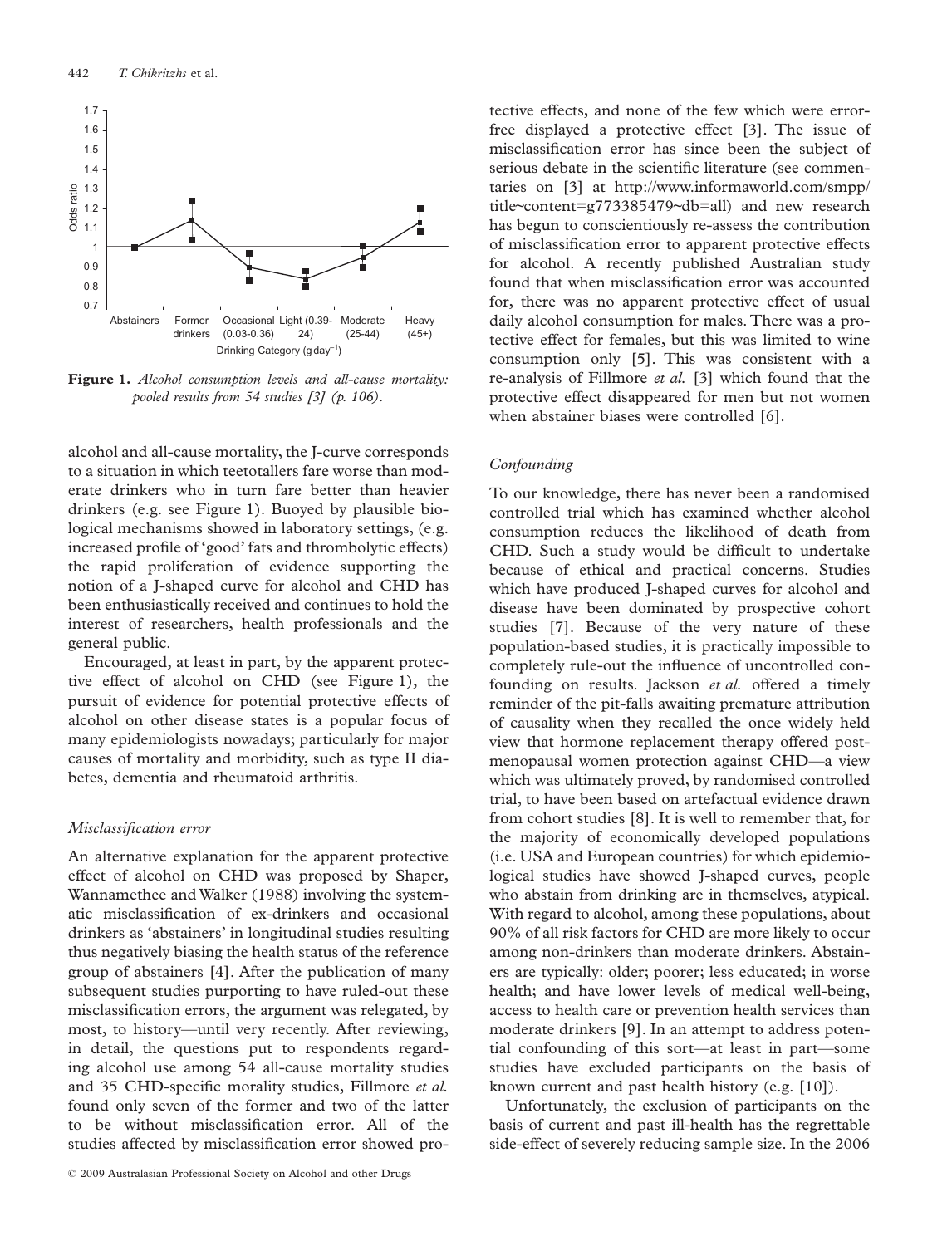**Figure 1.** *Alcohol consumption levels and all-cause mortality: pooled results from 54 studies [3] (p. 106).*

alcohol and all-cause mortality, the J-curve corresponds to a situation in which teetotallers fare worse than moderate drinkers who in turn fare better than heavier drinkers (e.g. see Figure 1). Buoyed by plausible biological mechanisms showed in laboratory settings, (e.g. increased profile of 'good' fats and thrombolytic effects) the rapid proliferation of evidence supporting the notion of a J-shaped curve for alcohol and CHD has been enthusiastically received and continues to hold the interest of researchers, health professionals and the general public.

Encouraged, at least in part, by the apparent protective effect of alcohol on CHD (see Figure 1), the pursuit of evidence for potential protective effects of alcohol on other disease states is a popular focus of many epidemiologists nowadays; particularly for major causes of mortality and morbidity, such as type II diabetes, dementia and rheumatoid arthritis.

### *Misclassification error*

An alternative explanation for the apparent protective effect of alcohol on CHD was proposed by Shaper, Wannamethee and Walker (1988) involving the systematic misclassification of ex-drinkers and occasional drinkers as 'abstainers' in longitudinal studies resulting thus negatively biasing the health status of the reference group of abstainers [4]. After the publication of many subsequent studies purporting to have ruled-out these misclassification errors, the argument was relegated, by most, to history—until very recently. After reviewing, in detail, the questions put to respondents regarding alcohol use among 54 all-cause mortality studies and 35 CHD-specific morality studies, Fillmore *et al.* found only seven of the former and two of the latter to be without misclassification error. All of the studies affected by misclassification error showed protective effects, and none of the few which were error-free displayed a protective effect [3]. The issue of misclassification error has since been the subject of serious debate in the scientific literature (see commentaries on [3] at http://www.informaworld.com/smpp/title~content=g773385479~db=all) and new research has begun to conscientiously re-assess the contribution of misclassification error to apparent protective effects for alcohol. A recently published Australian study found that when misclassification error was accounted for, there was no apparent protective effect of usual daily alcohol consumption for males. There was a protective effect for females, but this was limited to wine consumption only [5]. This was consistent with a re-analysis of Fillmore *et al.* [3] which found that the protective effect disappeared for men but not women when abstainer biases were controlled [6].

### *Confounding*

To our knowledge, there has never been a randomised controlled trial which has examined whether alcohol consumption reduces the likelihood of death from CHD. Such a study would be difficult to undertake because of ethical and practical concerns. Studies which have produced J-shaped curves for alcohol and disease have been dominated by prospective cohort studies [7]. Because of the very nature of these population-based studies, it is practically impossible to completely rule-out the influence of uncontrolled confounding on results. Jackson *et al.* offered a timely reminder of the pit-falls awaiting premature attribution of causality when they recalled the once widely held view that hormone replacement therapy offered post-menopausal women protection against CHD—a view which was ultimately proved, by randomised controlled trial, to have been based on artefactual evidence drawn from cohort studies [8]. It is well to remember that, for the majority of economically developed populations (i.e. USA and European countries) for which epidemiological studies have showed J-shaped curves, people who abstain from drinking are in themselves, atypical. With regard to alcohol, among these populations, about 90% of all risk factors for CHD are more likely to occur among non-drinkers than moderate drinkers. Abstainers are typically: older; poorer; less educated; in worse health; and have lower levels of medical well-being, access to health care or prevention health services than moderate drinkers [9]. In an attempt to address potential confounding of this sort—at least in part—some studies have excluded participants on the basis of known current and past health history (e.g. [10]).

Unfortunately, the exclusion of participants on the basis of current and past ill-health has the regrettable side-effect of severely reducing sample size. In the 2006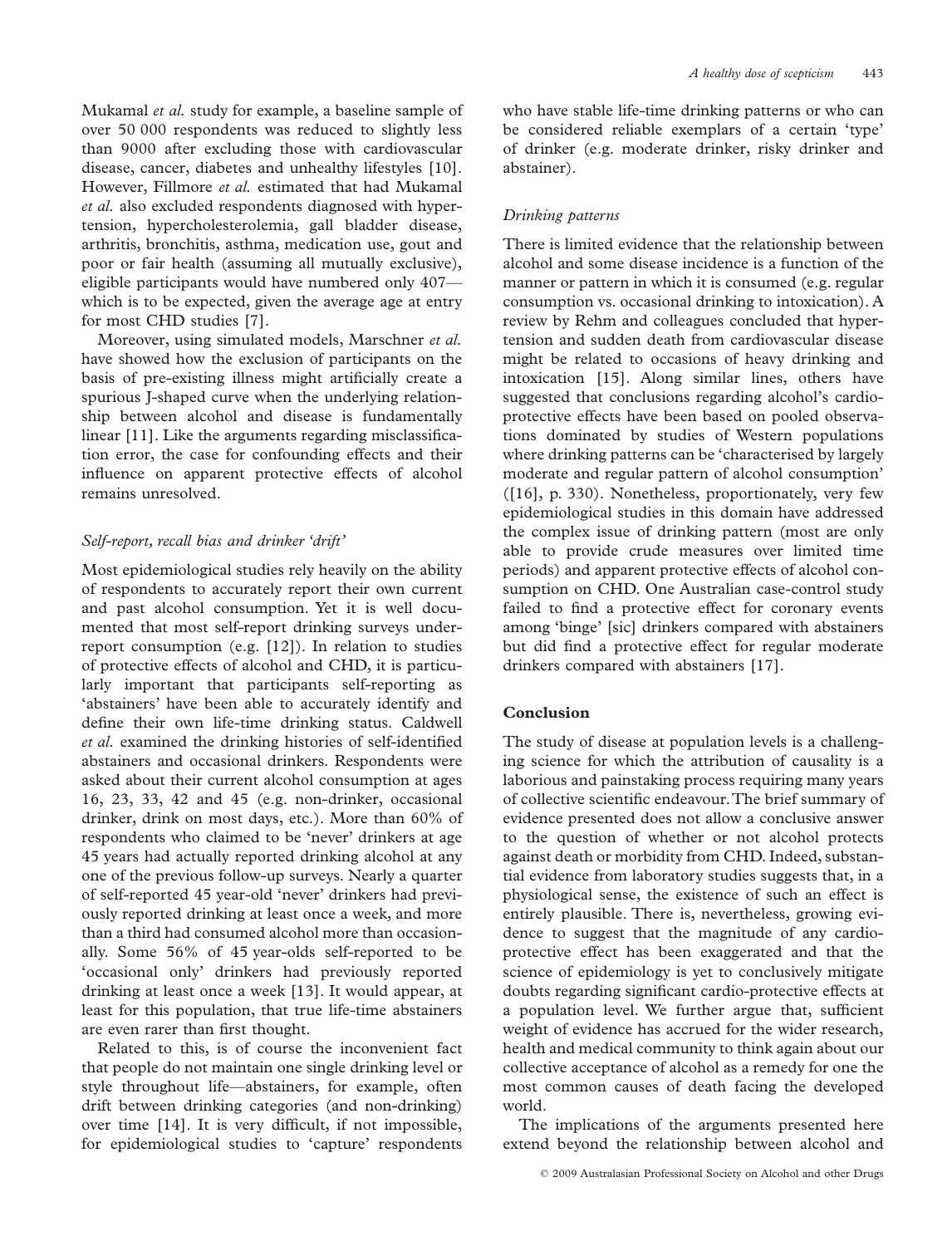Mukamal *et al.* study for example, a baseline sample of over 50 000 respondents was reduced to slightly less than 9000 after excluding those with cardiovascular disease, cancer, diabetes and unhealthy lifestyles [10]. However, Fillmore *et al.* estimated that had Mukamal *et al.* also excluded respondents diagnosed with hypertension, hypercholesterolemia, gall bladder disease, arthritis, bronchitis, asthma, medication use, gout and poor or fair health (assuming all mutually exclusive), eligible participants would have numbered only 407—which is to be expected, given the average age at entry for most CHD studies [7].

Moreover, using simulated models, Marschner *et al.* have showed how the exclusion of participants on the basis of pre-existing illness might artificially create a spurious J-shaped curve when the underlying relationship between alcohol and disease is fundamentally linear [11]. Like the arguments regarding misclassification error, the case for confounding effects and their influence on apparent protective effects of alcohol remains unresolved.

### *Self-report, recall bias and drinker 'drift'*

Most epidemiological studies rely heavily on the ability of respondents to accurately report their own current and past alcohol consumption. Yet it is well documented that most self-report drinking surveys under-report consumption (e.g. [12]). In relation to studies of protective effects of alcohol and CHD, it is particularly important that participants self-reporting as 'abstainers' have been able to accurately identify and define their own life-time drinking status. Caldwell *et al.* examined the drinking histories of self-identified abstainers and occasional drinkers. Respondents were asked about their current alcohol consumption at ages 16, 23, 33, 42 and 45 (e.g. non-drinker, occasional drinker, drink on most days, etc.). More than 60% of respondents who claimed to be 'never' drinkers at age 45 years had actually reported drinking alcohol at any one of the previous follow-up surveys. Nearly a quarter of self-reported 45 year-old 'never' drinkers had previously reported drinking at least once a week, and more than a third had consumed alcohol more than occasionally. Some 56% of 45 year-olds self-reported to be 'occasional only' drinkers had previously reported drinking at least once a week [13]. It would appear, at least for this population, that true life-time abstainers are even rarer than first thought.

Related to this, is of course the inconvenient fact that people do not maintain one single drinking level or style throughout life—abstainers, for example, often drift between drinking categories (and non-drinking) over time [14]. It is very difficult, if not impossible, for epidemiological studies to 'capture' respondents who have stable life-time drinking patterns or who can be considered reliable exemplars of a certain 'type' of drinker (e.g. moderate drinker, risky drinker and abstainer).

### *Drinking patterns*

There is limited evidence that the relationship between alcohol and some disease incidence is a function of the manner or pattern in which it is consumed (e.g. regular consumption vs. occasional drinking to intoxication). A review by Rehm and colleagues concluded that hypertension and sudden death from cardiovascular disease might be related to occasions of heavy drinking and intoxication [15]. Along similar lines, others have suggested that conclusions regarding alcohol's cardio-protective effects have been based on pooled observations dominated by studies of Western populations where drinking patterns can be 'characterised by largely moderate and regular pattern of alcohol consumption' ([16], p. 330). Nonetheless, proportionately, very few epidemiological studies in this domain have addressed the complex issue of drinking pattern (most are only able to provide crude measures over limited time periods) and apparent protective effects of alcohol consumption on CHD. One Australian case-control study failed to find a protective effect for coronary events among 'binge' [sic] drinkers compared with abstainers but did find a protective effect for regular moderate drinkers compared with abstainers [17].

## Conclusion

The study of disease at population levels is a challenging science for which the attribution of causality is a laborious and painstaking process requiring many years of collective scientific endeavour. The brief summary of evidence presented does not allow a conclusive answer to the question of whether or not alcohol protects against death or morbidity from CHD. Indeed, substantial evidence from laboratory studies suggests that, in a physiological sense, the existence of such an effect is entirely plausible. There is, nevertheless, growing evidence to suggest that the magnitude of any cardio-protective effect has been exaggerated and that the science of epidemiology is yet to conclusively mitigate doubts regarding significant cardio-protective effects at a population level. We further argue that, sufficient weight of evidence has accrued for the wider research, health and medical community to think again about our collective acceptance of alcohol as a remedy for one the most common causes of death facing the developed world.

The implications of the arguments presented here extend beyond the relationship between alcohol and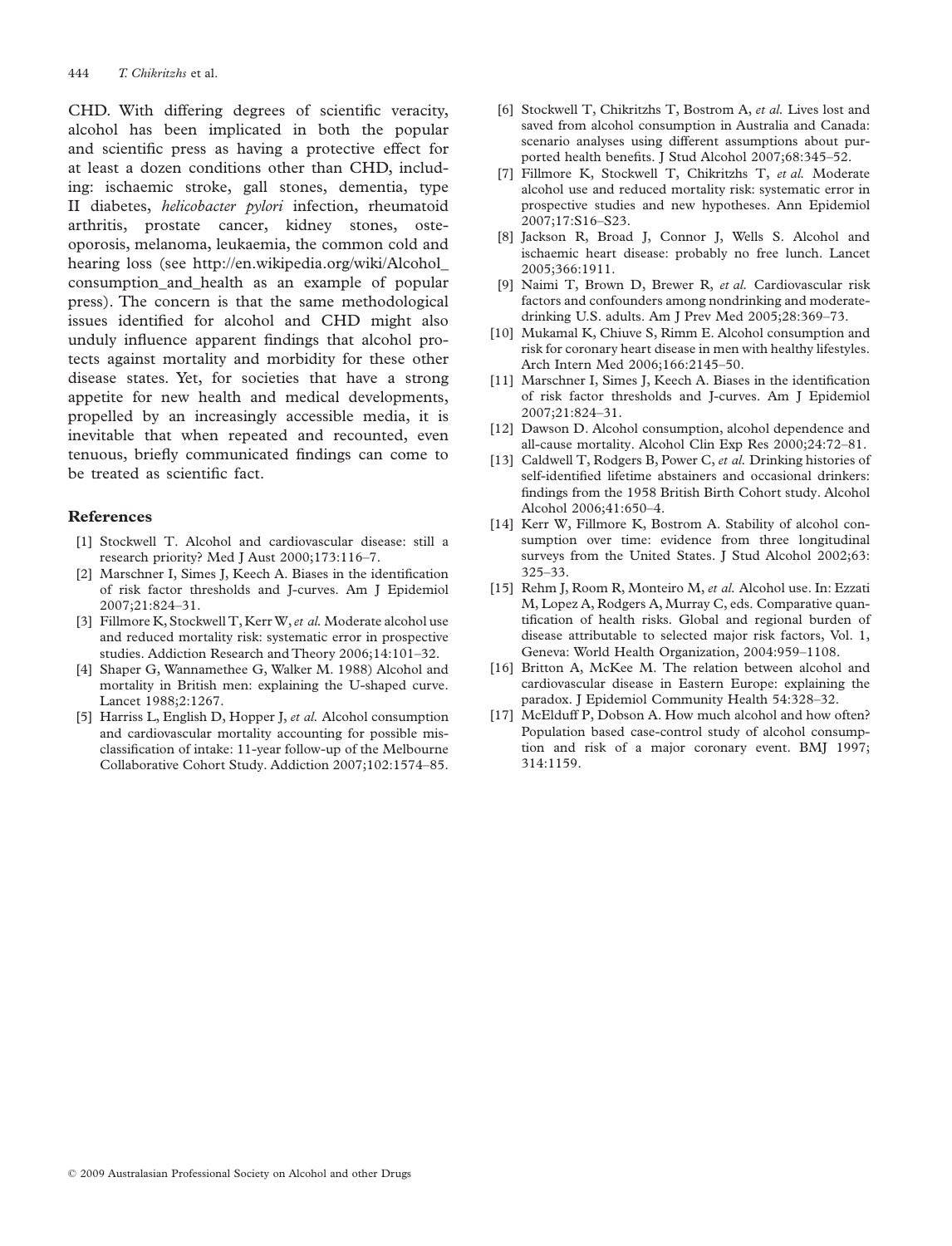CHD. With differing degrees of scientific veracity, alcohol has been implicated in both the popular and scientific press as having a protective effect for at least a dozen conditions other than CHD, including: ischaemic stroke, gall stones, dementia, type II diabetes, *helicobacter pylori* infection, rheumatoid arthritis, prostate cancer, kidney stones, osteoporosis, melanoma, leukaemia, the common cold and hearing loss (see http://en.wikipedia.org/wiki/Alcohol_consumption_and_health as an example of popular press). The concern is that the same methodological issues identified for alcohol and CHD might also unduly influence apparent findings that alcohol protects against mortality and morbidity for these other disease states. Yet, for societies that have a strong appetite for new health and medical developments, propelled by an increasingly accessible media, it is inevitable that when repeated and recounted, even tenuous, briefly communicated findings can come to be treated as scientific fact.

## References

[1] Stockwell T. Alcohol and cardiovascular disease: still a research priority? Med J Aust 2000;173:116–7.

[2] Marschner I, Simes J, Keech A. Biases in the identification of risk factor thresholds and J-curves. Am J Epidemiol 2007;21:824–31.

[3] Fillmore K, Stockwell T, Kerr W, *et al.* Moderate alcohol use and reduced mortality risk: systematic error in prospective studies. Addiction Research and Theory 2006;14:101–32.

[4] Shaper G, Wannamethee G, Walker M. 1988) Alcohol and mortality in British men: explaining the U-shaped curve. Lancet 1988;2:1267.

[5] Harriss L, English D, Hopper J, *et al.* Alcohol consumption and cardiovascular mortality accounting for possible misclassification of intake: 11-year follow-up of the Melbourne Collaborative Cohort Study. Addiction 2007;102:1574–85.

[6] Stockwell T, Chikritzhs T, Bostrom A, *et al.* Lives lost and saved from alcohol consumption in Australia and Canada: scenario analyses using different assumptions about purported health benefits. J Stud Alcohol 2007;68:345–52.

[7] Fillmore K, Stockwell T, Chikritzhs T, *et al.* Moderate alcohol use and reduced mortality risk: systematic error in prospective studies and new hypotheses. Ann Epidemiol 2007;17:S16–S23.

[8] Jackson R, Broad J, Connor J, Wells S. Alcohol and ischaemic heart disease: probably no free lunch. Lancet 2005;366:1911.

[9] Naimi T, Brown D, Brewer R, *et al.* Cardiovascular risk factors and confounders among nondrinking and moderate-drinking U.S. adults. Am J Prev Med 2005;28:369–73.

[10] Mukamal K, Chiuve S, Rimm E. Alcohol consumption and risk for coronary heart disease in men with healthy lifestyles. Arch Intern Med 2006;166:2145–50.

[11] Marschner I, Simes J, Keech A. Biases in the identification of risk factor thresholds and J-curves. Am J Epidemiol 2007;21:824–31.

[12] Dawson D. Alcohol consumption, alcohol dependence and all-cause mortality. Alcohol Clin Exp Res 2000;24:72–81.

[13] Caldwell T, Rodgers B, Power C, *et al.* Drinking histories of self-identified lifetime abstainers and occasional drinkers: findings from the 1958 British Birth Cohort study. Alcohol Alcohol 2006;41:650–4.

[14] Kerr W, Fillmore K, Bostrom A. Stability of alcohol consumption over time: evidence from three longitudinal surveys from the United States. J Stud Alcohol 2002;63: 325–33.

[15] Rehm J, Room R, Monteiro M, *et al.* Alcohol use. In: Ezzati M, Lopez A, Rodgers A, Murray C, eds. Comparative quantification of health risks. Global and regional burden of disease attributable to selected major risk factors, Vol. 1, Geneva: World Health Organization, 2004:959–1108.

[16] Britton A, McKee M. The relation between alcohol and cardiovascular disease in Eastern Europe: explaining the paradox. J Epidemiol Community Health 54:328–32.

[17] McElduff P, Dobson A. How much alcohol and how often? Population based case-control study of alcohol consumption and risk of a major coronary event. BMJ 1997; 314:1159.

© 2009 Australasian Professional Society on Alcohol and other Drugs